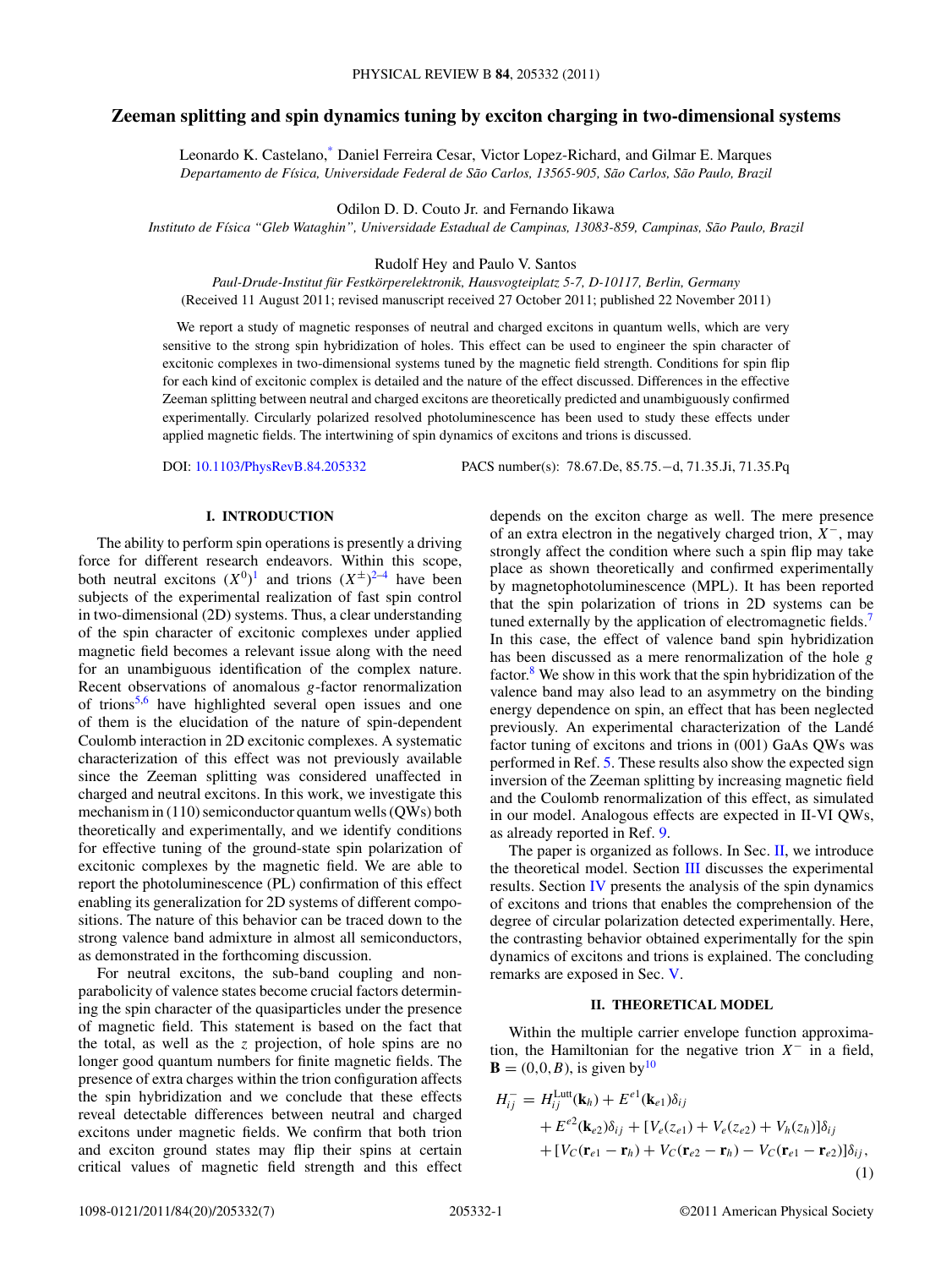# Zeeman splitting and spin dynamics tuning by exciton charging in two-dimensional systems

Leonardo K. Castelano,[*] Daniel Ferreira Cesar, Victor Lopez-Richard, and Gilmar E. Marques
*Departamento de Física, Universidade Federal de São Carlos, 13565-905, São Carlos, São Paulo, Brazil*

Odilon D. D. Couto Jr. and Fernando Iikawa
*Instituto de Física "Gleb Wataghin", Universidade Estadual de Campinas, 13083-859, Campinas, São Paulo, Brazil*

Rudolf Hey and Paulo V. Santos
*Paul-Drude-Institut für Festkörperelektronik, Hausvogteiplatz 5-7, D-10117, Berlin, Germany*
(Received 11 August 2011; revised manuscript received 27 October 2011; published 22 November 2011)

We report a study of magnetic responses of neutral and charged excitons in quantum wells, which are very sensitive to the strong spin hybridization of holes. This effect can be used to engineer the spin character of excitonic complexes in two-dimensional systems tuned by the magnetic field strength. Conditions for spin flip for each kind of excitonic complex is detailed and the nature of the effect discussed. Differences in the effective Zeeman splitting between neutral and charged excitons are theoretically predicted and unambiguously confirmed experimentally. Circularly polarized resolved photoluminescence has been used to study these effects under applied magnetic fields. The intertwining of spin dynamics of excitons and trions is discussed.

DOI: 10.1103/PhysRevB.84.205332 PACS number(s): 78.67.De, 85.75.−d, 71.35.Ji, 71.35.Pq

## I. INTRODUCTION

The ability to perform spin operations is presently a driving force for different research endeavors. Within this scope, both neutral excitons ($X^0$)[1] and trions ($X^{\pm}$)[2–4] have been subjects of the experimental realization of fast spin control in two-dimensional (2D) systems. Thus, a clear understanding of the spin character of excitonic complexes under applied magnetic field becomes a relevant issue along with the need for an unambiguous identification of the complex nature. Recent observations of anomalous $g$-factor renormalization of trions[5,6] have highlighted several open issues and one of them is the elucidation of the nature of spin-dependent Coulomb interaction in 2D excitonic complexes. A systematic characterization of this effect was not previously available since the Zeeman splitting was considered unaffected in charged and neutral excitons. In this work, we investigate this mechanism in (110) semiconductor quantum wells (QWs) both theoretically and experimentally, and we identify conditions for effective tuning of the ground-state spin polarization of excitonic complexes by the magnetic field. We are able to report the photoluminescence (PL) confirmation of this effect enabling its generalization for 2D systems of different compositions. The nature of this behavior can be traced down to the strong valence band admixture in almost all semiconductors, as demonstrated in the forthcoming discussion.

For neutral excitons, the sub-band coupling and non-parabolicity of valence states become crucial factors determining the spin character of the quasiparticles under the presence of magnetic field. This statement is based on the fact that the total, as well as the $z$ projection, of hole spins are no longer good quantum numbers for finite magnetic fields. The presence of extra charges within the trion configuration affects the spin hybridization and we conclude that these effects reveal detectable differences between neutral and charged excitons under magnetic fields. We confirm that both trion and exciton ground states may flip their spins at certain critical values of magnetic field strength and this effect depends on the exciton charge as well. The mere presence of an extra electron in the negatively charged trion, $X^-$, may strongly affect the condition where such a spin flip may take place as shown theoretically and confirmed experimentally by magnetophotoluminescence (MPL). It has been reported that the spin polarization of trions in 2D systems can be tuned externally by the application of electromagnetic fields.[7] In this case, the effect of valence band spin hybridization has been discussed as a mere renormalization of the hole $g$ factor.[8] We show in this work that the spin hybridization of the valence band may also lead to an asymmetry on the binding energy dependence on spin, an effect that has been neglected previously. An experimental characterization of the Landé factor tuning of excitons and trions in (001) GaAs QWs was performed in Ref. 5. These results also show the expected sign inversion of the Zeeman splitting by increasing magnetic field and the Coulomb renormalization of this effect, as simulated in our model. Analogous effects are expected in II-VI QWs, as already reported in Ref. 9.

The paper is organized as follows. In Sec. II, we introduce the theoretical model. Section III discusses the experimental results. Section IV presents the analysis of the spin dynamics of excitons and trions that enables the comprehension of the degree of circular polarization detected experimentally. Here, the contrasting behavior obtained experimentally for the spin dynamics of excitons and trions is explained. The concluding remarks are exposed in Sec. V.

## II. THEORETICAL MODEL

Within the multiple carrier envelope function approximation, the Hamiltonian for the negative trion $X^-$ in a field, $\mathbf{B} = (0,0,B)$, is given by[10]

$$
\begin{aligned}
H_{ij}^{-} = {} & H_{ij}^{\mathrm{Lutt}}(\mathbf{k}_h) + E^{e1}(\mathbf{k}_{e1})\delta_{ij} \\
& + E^{e2}(\mathbf{k}_{e2})\delta_{ij} + [V_e(z_{e1}) + V_e(z_{e2}) + V_h(z_h)]\delta_{ij} \\
& + [V_C(\mathbf{r}_{e1} - \mathbf{r}_h) + V_C(\mathbf{r}_{e2} - \mathbf{r}_h) - V_C(\mathbf{r}_{e1} - \mathbf{r}_{e2})]\delta_{ij},
\end{aligned} \tag{1}
$$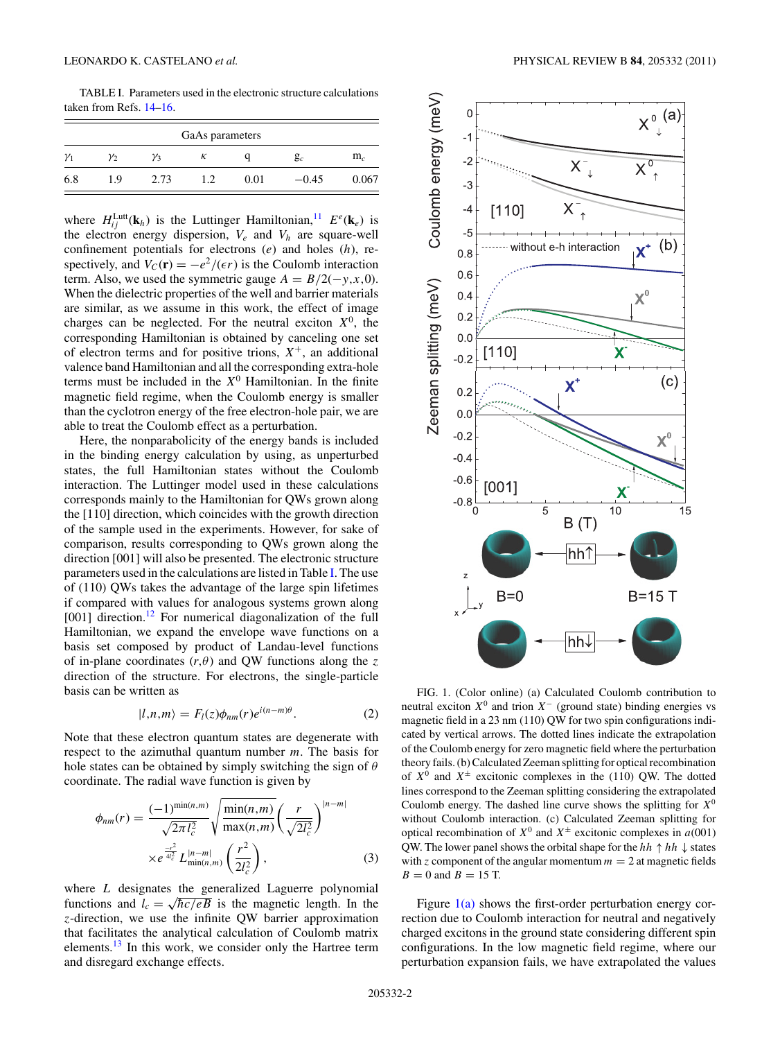TABLE I. Parameters used in the electronic structure calculations taken from Refs. 14–16.

| GaAs parameters | | | | | | |
|---|---|---|---|---|---|---|
| $\gamma_1$ | $\gamma_2$ | $\gamma_3$ | $\kappa$ | q | $g_c$ | $m_c$ |
| 6.8 | 1.9 | 2.73 | 1.2 | 0.01 | −0.45 | 0.067 |

where $H_{ij}^{\text{Lutt}}(\mathbf{k}_h)$ is the Luttinger Hamiltonian,[11] $E^e(\mathbf{k}_e)$ is the electron energy dispersion, $V_e$ and $V_h$ are square-well confinement potentials for electrons ($e$) and holes ($h$), respectively, and $V_C(\mathbf{r}) = -e^2/(\epsilon r)$ is the Coulomb interaction term. Also, we used the symmetric gauge $A = B/2(-y,x,0)$. When the dielectric properties of the well and barrier materials are similar, as we assume in this work, the effect of image charges can be neglected. For the neutral exciton $X^0$, the corresponding Hamiltonian is obtained by canceling one set of electron terms and for positive trions, $X^+$, an additional valence band Hamiltonian and all the corresponding extra-hole terms must be included in the $X^0$ Hamiltonian. In the finite magnetic field regime, when the Coulomb energy is smaller than the cyclotron energy of the free electron-hole pair, we are able to treat the Coulomb effect as a perturbation.

Here, the nonparabolicity of the energy bands is included in the binding energy calculation by using, as unperturbed states, the full Hamiltonian states without the Coulomb interaction. The Luttinger model used in these calculations corresponds mainly to the Hamiltonian for QWs grown along the [110] direction, which coincides with the growth direction of the sample used in the experiments. However, for sake of comparison, results corresponding to QWs grown along the direction [001] will also be presented. The electronic structure parameters used in the calculations are listed in Table I. The use of (110) QWs takes the advantage of the large spin lifetimes if compared with values for analogous systems grown along [001] direction.[12] For numerical diagonalization of the full Hamiltonian, we expand the envelope wave functions on a basis set composed by product of Landau-level functions of in-plane coordinates ($r$,$\theta$) and QW functions along the $z$ direction of the structure. For electrons, the single-particle basis can be written as

$$|l,n,m\rangle = F_l(z)\phi_{nm}(r)e^{i(n-m)\theta}. \tag{2}$$

Note that these electron quantum states are degenerate with respect to the azimuthal quantum number $m$. The basis for hole states can be obtained by simply switching the sign of $\theta$ coordinate. The radial wave function is given by

$$\phi_{nm}(r) = \frac{(-1)^{\min(n,m)}}{\sqrt{2\pi l_c^2}}\sqrt{\frac{\min(n,m)}{\max(n,m)}}\left(\frac{r}{\sqrt{2l_c^2}}\right)^{|n-m|} \times e^{\frac{-r^2}{4l_c^2}} L_{\min(n,m)}^{|n-m|}\left(\frac{r^2}{2l_c^2}\right), \tag{3}$$

where $L$ designates the generalized Laguerre polynomial functions and $l_c = \sqrt{\hbar c/eB}$ is the magnetic length. In the $z$-direction, we use the infinite QW barrier approximation that facilitates the analytical calculation of Coulomb matrix elements.[13] In this work, we consider only the Hartree term and disregard exchange effects.

FIG. 1. (Color online) (a) Calculated Coulomb contribution to neutral exciton $X^0$ and trion $X^-$ (ground state) binding energies vs magnetic field in a 23 nm (110) QW for two spin configurations indicated by vertical arrows. The dotted lines indicate the extrapolation of the Coulomb energy for zero magnetic field where the perturbation theory fails. (b) Calculated Zeeman splitting for optical recombination of $X^0$ and $X^{\pm}$ excitonic complexes in the (110) QW. The dotted lines correspond to the Zeeman splitting considering the extrapolated Coulomb energy. The dashed line curve shows the splitting for $X^0$ without Coulomb interaction. (c) Calculated Zeeman splitting for optical recombination of $X^0$ and $X^{\pm}$ excitonic complexes in a(001) QW. The lower panel shows the orbital shape for the $hh\uparrow hh\downarrow$ states with $z$ component of the angular momentum $m = 2$ at magnetic fields $B = 0$ and $B = 15$ T.

Figure 1(a) shows the first-order perturbation energy correction due to Coulomb interaction for neutral and negatively charged excitons in the ground state considering different spin configurations. In the low magnetic field regime, where our perturbation expansion fails, we have extrapolated the values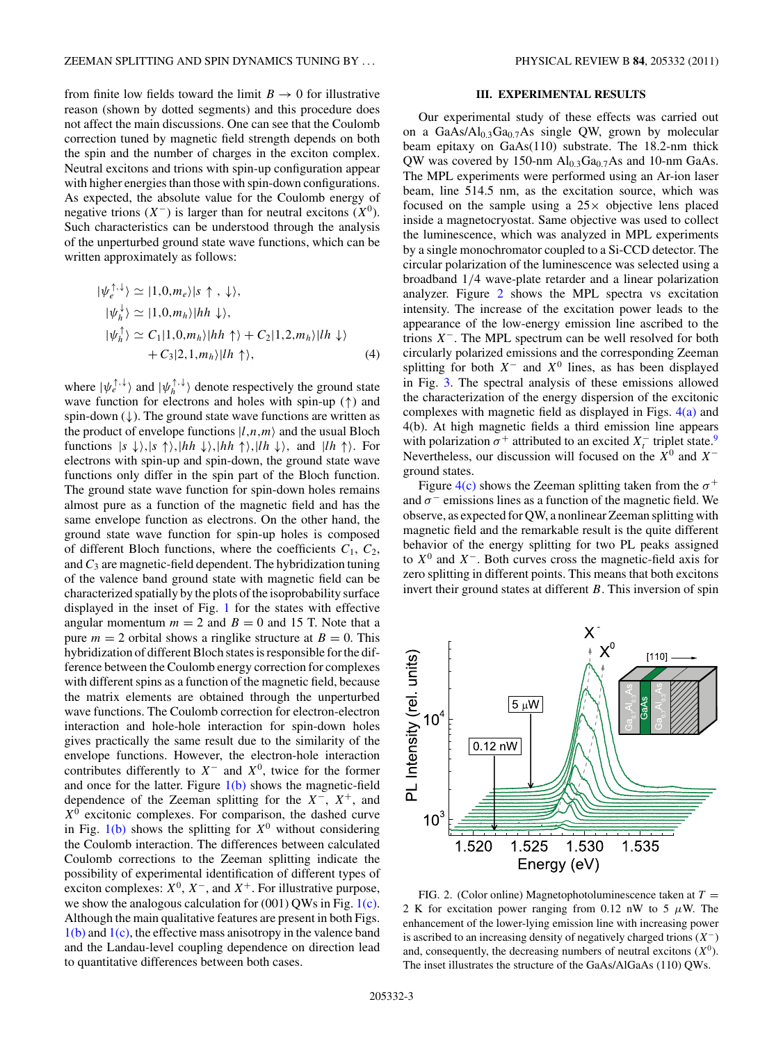from finite low fields toward the limit $B \rightarrow 0$ for illustrative reason (shown by dotted segments) and this procedure does not affect the main discussions. One can see that the Coulomb correction tuned by magnetic field strength depends on both the spin and the number of charges in the exciton complex. Neutral excitons and trions with spin-up configuration appear with higher energies than those with spin-down configurations. As expected, the absolute value for the Coulomb energy of negative trions ($X^-$) is larger than for neutral excitons ($X^0$). Such characteristics can be understood through the analysis of the unperturbed ground state wave functions, which can be written approximately as follows:

$$
\begin{aligned}
|\psi_e^{\uparrow,\downarrow}\rangle &\simeq |1,0,m_e\rangle|s\uparrow,\downarrow\rangle,\\
|\psi_h^{\downarrow}\rangle &\simeq |1,0,m_h\rangle|hh\downarrow\rangle,\\
|\psi_h^{\uparrow}\rangle &\simeq C_1|1,0,m_h\rangle|hh\uparrow\rangle + C_2|1,2,m_h\rangle|lh\downarrow\rangle\\
&\quad + C_3|2,1,m_h\rangle|lh\uparrow\rangle,
\end{aligned}
\tag{4}
$$

where $|\psi_e^{\uparrow,\downarrow}\rangle$ and $|\psi_h^{\uparrow,\downarrow}\rangle$ denote respectively the ground state wave function for electrons and holes with spin-up ($\uparrow$) and spin-down ($\downarrow$). The ground state wave functions are written as the product of envelope functions $|l,n,m\rangle$ and the usual Bloch functions $|s\downarrow\rangle, |s\uparrow\rangle, |hh\downarrow\rangle, |hh\uparrow\rangle, |lh\downarrow\rangle$, and $|lh\uparrow\rangle$. For electrons with spin-up and spin-down, the ground state wave functions only differ in the spin part of the Bloch function. The ground state wave function for spin-down holes remains almost pure as a function of the magnetic field and has the same envelope function as electrons. On the other hand, the ground state wave function for spin-up holes is composed of different Bloch functions, where the coefficients $C_1$, $C_2$, and $C_3$ are magnetic-field dependent. The hybridization tuning of the valence band ground state with magnetic field can be characterized spatially by the plots of the isoprobability surface displayed in the inset of Fig. 1 for the states with effective angular momentum $m = 2$ and $B = 0$ and 15 T. Note that a pure $m = 2$ orbital shows a ringlike structure at $B = 0$. This hybridization of different Bloch states is responsible for the difference between the Coulomb energy correction for complexes with different spins as a function of the magnetic field, because the matrix elements are obtained through the unperturbed wave functions. The Coulomb correction for electron-electron interaction and hole-hole interaction for spin-down holes gives practically the same result due to the similarity of the envelope functions. However, the electron-hole interaction contributes differently to $X^-$ and $X^0$, twice for the former and once for the latter. Figure 1(b) shows the magnetic-field dependence of the Zeeman splitting for the $X^-$, $X^+$, and $X^0$ excitonic complexes. For comparison, the dashed curve in Fig. 1(b) shows the splitting for $X^0$ without considering the Coulomb interaction. The differences between calculated Coulomb corrections to the Zeeman splitting indicate the possibility of experimental identification of different types of exciton complexes: $X^0$, $X^-$, and $X^+$. For illustrative purpose, we show the analogous calculation for (001) QWs in Fig. 1(c). Although the main qualitative features are present in both Figs. 1(b) and 1(c), the effective mass anisotropy in the valence band and the Landau-level coupling dependence on direction lead to quantitative differences between both cases.

## III. EXPERIMENTAL RESULTS

Our experimental study of these effects was carried out on a GaAs/$Al_{0.3}Ga_{0.7}As$ single QW, grown by molecular beam epitaxy on GaAs(110) substrate. The 18.2-nm thick QW was covered by 150-nm $Al_{0.3}Ga_{0.7}As$ and 10-nm GaAs. The MPL experiments were performed using an Ar-ion laser beam, line 514.5 nm, as the excitation source, which was focused on the sample using a 25$\times$ objective lens placed inside a magnetocryostat. Same objective was used to collect the luminescence, which was analyzed in MPL experiments by a single monochromator coupled to a Si-CCD detector. The circular polarization of the luminescence was selected using a broadband 1/4 wave-plate retarder and a linear polarization analyzer. Figure 2 shows the MPL spectra vs excitation intensity. The increase of the excitation power leads to the appearance of the low-energy emission line ascribed to the trions $X^-$. The MPL spectrum can be well resolved for both circularly polarized emissions and the corresponding Zeeman splitting for both $X^-$ and $X^0$ lines, as has been displayed in Fig. 3. The spectral analysis of these emissions allowed the characterization of the energy dispersion of the excitonic complexes with magnetic field as displayed in Figs. 4(a) and 4(b). At high magnetic fields a third emission line appears with polarization $\sigma^+$ attributed to an excited $X_t^-$ triplet state.[9] Nevertheless, our discussion will focused on the $X^0$ and $X^-$ ground states.

Figure 4(c) shows the Zeeman splitting taken from the $\sigma^+$ and $\sigma^-$ emissions lines as a function of the magnetic field. We observe, as expected for QW, a nonlinear Zeeman splitting with magnetic field and the remarkable result is the quite different behavior of the energy splitting for two PL peaks assigned to $X^0$ and $X^-$. Both curves cross the magnetic-field axis for zero splitting in different points. This means that both excitons invert their ground states at different $B$. This inversion of spin

FIG. 2. (Color online) Magnetophotoluminescence taken at $T = 2$ K for excitation power ranging from 0.12 nW to 5 $\mu$W. The enhancement of the lower-lying emission line with increasing power is ascribed to an increasing density of negatively charged trions ($X^-$) and, consequently, the decreasing numbers of neutral excitons ($X^0$). The inset illustrates the structure of the GaAs/AlGaAs (110) QWs.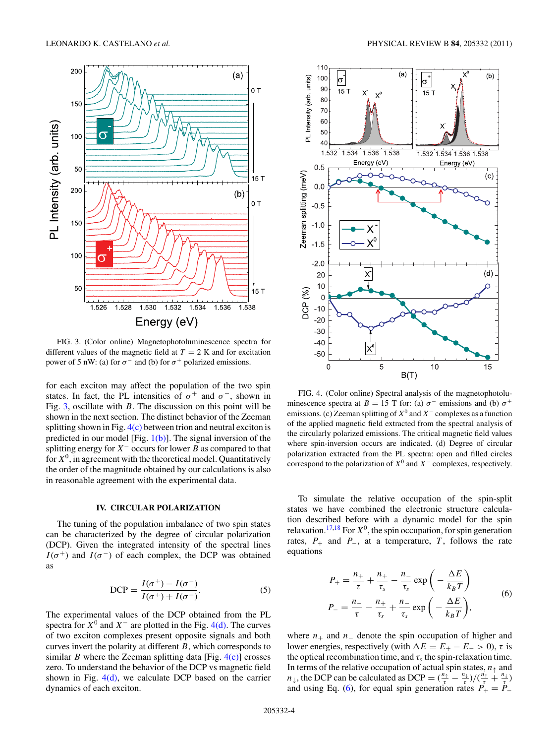FIG. 3. (Color online) Magnetophotoluminescence spectra for different values of the magnetic field at $T = 2$ K and for excitation power of 5 nW: (a) for $\sigma^-$ and (b) for $\sigma^+$ polarized emissions.

FIG. 4. (Color online) Spectral analysis of the magnetophotoluminescence spectra at $B = 15$ T for: (a) $\sigma^-$ emissions and (b) $\sigma^+$ emissions. (c) Zeeman splitting of $X^0$ and $X^-$ complexes as a function of the applied magnetic field extracted from the spectral analysis of the circularly polarized emissions. The critical magnetic field values where spin-inversion occurs are indicated. (d) Degree of circular polarization extracted from the PL spectra: open and filled circles correspond to the polarization of $X^0$ and $X^-$ complexes, respectively.

for each exciton may affect the population of the two spin states. In fact, the PL intensities of $\sigma^+$ and $\sigma^-$, shown in Fig. 3, oscillate with $B$. The discussion on this point will be shown in the next section. The distinct behavior of the Zeeman splitting shown in Fig. 4(c) between trion and neutral exciton is predicted in our model [Fig. 1(b)]. The signal inversion of the splitting energy for $X^-$ occurs for lower $B$ as compared to that for $X^0$, in agreement with the theoretical model. Quantitatively the order of the magnitude obtained by our calculations is also in reasonable agreement with the experimental data.

## IV. CIRCULAR POLARIZATION

The tuning of the population imbalance of two spin states can be characterized by the degree of circular polarization (DCP). Given the integrated intensity of the spectral lines $I(\sigma^+)$ and $I(\sigma^-)$ of each complex, the DCP was obtained as

$$\text{DCP} = \frac{I(\sigma^+) - I(\sigma^-)}{I(\sigma^+) + I(\sigma^-)}. \tag{5}$$

The experimental values of the DCP obtained from the PL spectra for $X^0$ and $X^-$ are plotted in the Fig. 4(d). The curves of two exciton complexes present opposite signals and both curves invert the polarity at different $B$, which corresponds to similar $B$ where the Zeeman splitting data [Fig. 4(c)] crosses zero. To understand the behavior of the DCP vs magnetic field shown in Fig. 4(d), we calculate DCP based on the carrier dynamics of each exciton.

To simulate the relative occupation of the spin-split states we have combined the electronic structure calculation described before with a dynamic model for the spin relaxation.[17,18] For $X^0$, the spin occupation, for spin generation rates, $P_+$ and $P_-$, at a temperature, $T$, follows the rate equations

$$\begin{aligned} P_+ &= \frac{n_+}{\tau} + \frac{n_+}{\tau_s} - \frac{n_-}{\tau_s}\exp\left(-\frac{\Delta E}{k_B T}\right) \\ P_- &= \frac{n_-}{\tau} - \frac{n_+}{\tau_s} + \frac{n_-}{\tau_s}\exp\left(-\frac{\Delta E}{k_B T}\right), \end{aligned} \tag{6}$$

where $n_+$ and $n_-$ denote the spin occupation of higher and lower energies, respectively (with $\Delta E = E_+ - E_- > 0$), $\tau$ is the optical recombination time, and $\tau_s$ the spin-relaxation time. In terms of the relative occupation of actual spin states, $n_\uparrow$ and $n_\downarrow$, the DCP can be calculated as $\text{DCP} = (\frac{n_\uparrow}{\tau} - \frac{n_\downarrow}{\tau})/(\frac{n_\uparrow}{\tau} + \frac{n_\downarrow}{\tau})$ and using Eq. (6), for equal spin generation rates $P_+ = P_-$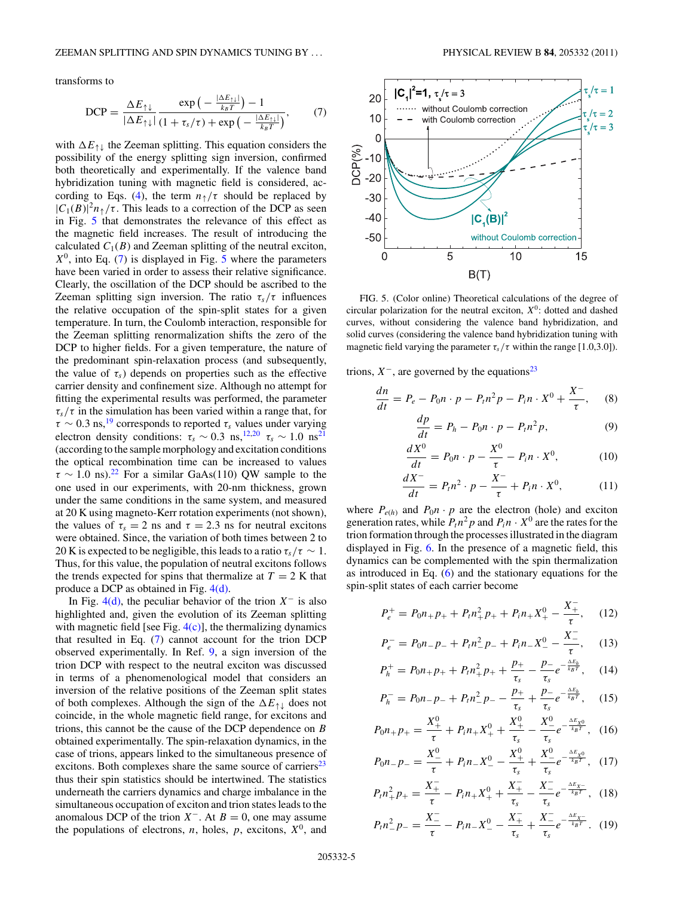transforms to

$$\text{DCP} = \frac{\Delta E_{\uparrow\downarrow}}{|\Delta E_{\uparrow\downarrow}|}\frac{\exp\left(-\frac{|\Delta E_{\uparrow\downarrow}|}{k_BT}\right)-1}{(1+\tau_s/\tau)+\exp\left(-\frac{|\Delta E_{\uparrow\downarrow}|}{k_BT}\right)}, \qquad (7)$$

with $\Delta E_{\uparrow\downarrow}$ the Zeeman splitting. This equation considers the possibility of the energy splitting sign inversion, confirmed both theoretically and experimentally. If the valence band hybridization tuning with magnetic field is considered, according to Eqs. (4), the term $n_\uparrow/\tau$ should be replaced by $|C_1(B)|^2 n_\uparrow/\tau$. This leads to a correction of the DCP as seen in Fig. 5 that demonstrates the relevance of this effect as the magnetic field increases. The result of introducing the calculated $C_1(B)$ and Zeeman splitting of the neutral exciton, $X^0$, into Eq. (7) is displayed in Fig. 5 where the parameters have been varied in order to assess their relative significance. Clearly, the oscillation of the DCP should be ascribed to the Zeeman splitting sign inversion. The ratio $\tau_s/\tau$ influences the relative occupation of the spin-split states for a given temperature. In turn, the Coulomb interaction, responsible for the Zeeman splitting renormalization shifts the zero of the DCP to higher fields. For a given temperature, the nature of the predominant spin-relaxation process (and subsequently, the value of $\tau_s$) depends on properties such as the effective carrier density and confinement size. Although no attempt for fitting the experimental results was performed, the parameter $\tau_s/\tau$ in the simulation has been varied within a range that, for $\tau \sim 0.3$ ns,[19] corresponds to reported $\tau_s$ values under varying electron density conditions: $\tau_s \sim 0.3$ ns,[12,20] $\tau_s \sim 1.0$ ns[21] (according to the sample morphology and excitation conditions the optical recombination time can be increased to values $\tau \sim 1.0$ ns).[22] For a similar GaAs(110) QW sample to the one used in our experiments, with 20-nm thickness, grown under the same conditions in the same system, and measured at 20 K using magneto-Kerr rotation experiments (not shown), the values of $\tau_s = 2$ ns and $\tau = 2.3$ ns for neutral excitons were obtained. Since, the variation of both times between 2 to 20 K is expected to be negligible, this leads to a ratio $\tau_s/\tau \sim 1$. Thus, for this value, the population of neutral excitons follows the trends expected for spins that thermalize at $T = 2$ K that produce a DCP as obtained in Fig. 4(d).

In Fig. 4(d), the peculiar behavior of the trion $X^-$ is also highlighted and, given the evolution of its Zeeman splitting with magnetic field [see Fig. 4(c)], the thermalizing dynamics that resulted in Eq. (7) cannot account for the trion DCP observed experimentally. In Ref. 9, a sign inversion of the trion DCP with respect to the neutral exciton was discussed in terms of a phenomenological model that considers an inversion of the relative positions of the Zeeman split states of both complexes. Although the sign of the $\Delta E_{\uparrow\downarrow}$ does not coincide, in the whole magnetic field range, for excitons and trions, this cannot be the cause of the DCP dependence on $B$ obtained experimentally. The spin-relaxation dynamics, in the case of trions, appears linked to the simultaneous presence of excitons. Both complexes share the same source of carriers[23] thus their spin statistics should be intertwined. The statistics underneath the carriers dynamics and charge imbalance in the simultaneous occupation of exciton and trion states leads to the anomalous DCP of the trion $X^-$. At $B = 0$, one may assume the populations of electrons, $n$, holes, $p$, excitons, $X^0$, and trions, $X^-$, are governed by the equations[23]

FIG. 5. (Color online) Theoretical calculations of the degree of circular polarization for the neutral exciton, $X^0$: dotted and dashed curves, without considering the valence band hybridization, and solid curves (considering the valence band hybridization tuning with magnetic field varying the parameter $\tau_s/\tau$ within the range [1.0,3.0]).

$$\frac{dn}{dt} = P_e - P_0 n\cdot p - P_t n^2 p - P_i n\cdot X^0 + \frac{X^-}{\tau}, \qquad (8)$$

$$\frac{dp}{dt} = P_h - P_0 n\cdot p - P_t n^2 p, \qquad (9)$$

$$\frac{dX^0}{dt} = P_0 n\cdot p - \frac{X^0}{\tau} - P_i n\cdot X^0, \qquad (10)$$

$$\frac{dX^-}{dt} = P_t n^2\cdot p - \frac{X^-}{\tau} + P_i n\cdot X^0, \qquad (11)$$

where $P_{e(h)}$ and $P_0 n\cdot p$ are the electron (hole) and exciton generation rates, while $P_t n^2 p$ and $P_i n\cdot X^0$ are the rates for the trion formation through the processes illustrated in the diagram displayed in Fig. 6. In the presence of a magnetic field, this dynamics can be complemented with the spin thermalization as introduced in Eq. (6) and the stationary equations for the spin-split states of each carrier become

$$P_e^+ = P_0 n_+ p_+ + P_t n_+^2 p_+ + P_i n_+ X_+^0 - \frac{X_+^-}{\tau}, \qquad (12)$$

$$P_e^- = P_0 n_- p_- + P_t n_-^2 p_- + P_i n_- X_-^0 - \frac{X_-^-}{\tau}, \qquad (13)$$

$$P_h^+ = P_0 n_+ p_+ + P_t n_+^2 p_+ + \frac{p_+}{\tau_s} - \frac{p_-}{\tau_s}e^{-\frac{\Delta E_h}{k_BT}}, \qquad (14)$$

$$P_h^- = P_0 n_- p_- + P_t n_-^2 p_- - \frac{p_+}{\tau_s} + \frac{p_-}{\tau_s}e^{-\frac{\Delta E_h}{k_BT}}, \qquad (15)$$

$$P_0 n_+ p_+ = \frac{X_+^0}{\tau} + P_i n_+ X_+^0 + \frac{X_+^0}{\tau_s} - \frac{X_-^0}{\tau_s}e^{-\frac{\Delta E_{X^0}}{k_BT}}, \qquad (16)$$

$$P_0 n_- p_- = \frac{X_-^0}{\tau} + P_i n_- X_-^0 - \frac{X_+^0}{\tau_s} + \frac{X_-^0}{\tau_s}e^{-\frac{\Delta E_{X^0}}{k_BT}}, \qquad (17)$$

$$P_t n_+^2 p_+ = \frac{X_+^-}{\tau} - P_i n_+ X_+^0 + \frac{X_+^-}{\tau_s} - \frac{X_-^-}{\tau_s}e^{-\frac{\Delta E_{X^-}}{k_BT}}, \qquad (18)$$

$$P_t n_-^2 p_- = \frac{X_-^-}{\tau} - P_i n_- X_-^0 - \frac{X_+^-}{\tau_s} + \frac{X_-^-}{\tau_s}e^{-\frac{\Delta E_{X^-}}{k_BT}}. \qquad (19)$$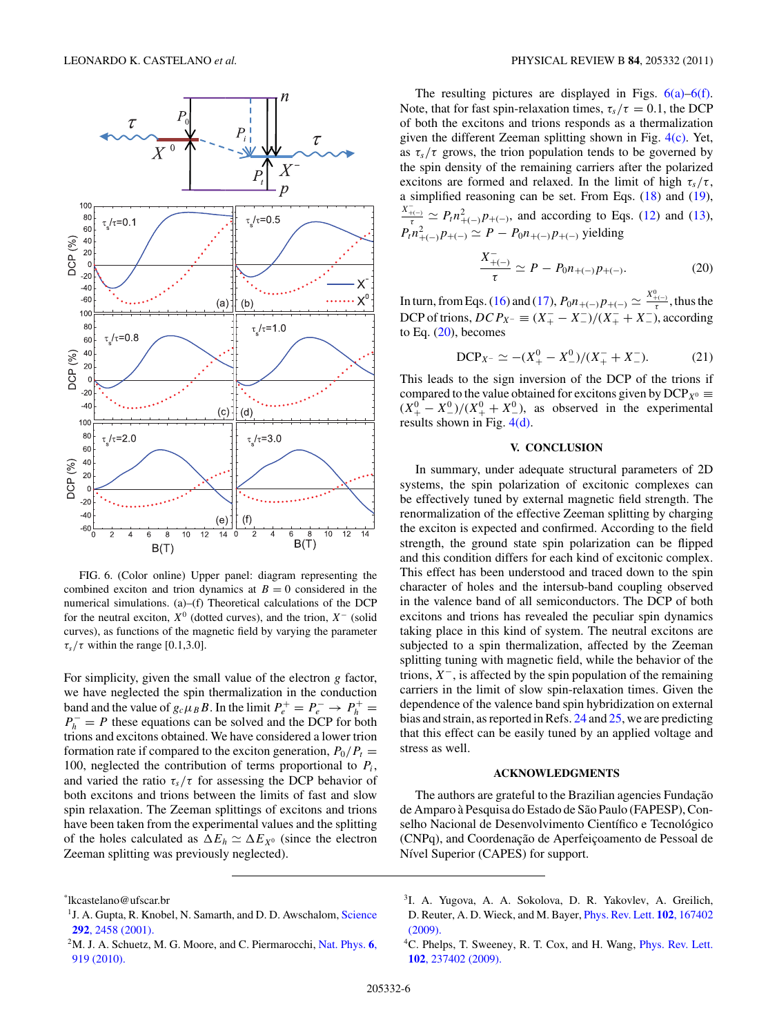FIG. 6. (Color online) Upper panel: diagram representing the combined exciton and trion dynamics at $B=0$ considered in the numerical simulations. (a)–(f) Theoretical calculations of the DCP for the neutral exciton, $X^0$ (dotted curves), and the trion, $X^-$ (solid curves), as functions of the magnetic field by varying the parameter $\tau_s/\tau$ within the range [0.1,3.0].

For simplicity, given the small value of the electron $g$ factor, we have neglected the spin thermalization in the conduction band and the value of $g_c\mu_B B$. In the limit $P_e^+ = P_e^- \rightarrow P_h^+ = P_h^- = P$ these equations can be solved and the DCP for both trions and excitons obtained. We have considered a lower trion formation rate if compared to the exciton generation, $P_0/P_t = 100$, neglected the contribution of terms proportional to $P_i$, and varied the ratio $\tau_s/\tau$ for assessing the DCP behavior of both excitons and trions between the limits of fast and slow spin relaxation. The Zeeman splittings of excitons and trions have been taken from the experimental values and the splitting of the holes calculated as $\Delta E_h \simeq \Delta E_{X^0}$ (since the electron Zeeman splitting was previously neglected).

The resulting pictures are displayed in Figs. 6(a)–6(f). Note, that for fast spin-relaxation times, $\tau_s/\tau = 0.1$, the DCP of both the excitons and trions responds as a thermalization given the different Zeeman splitting shown in Fig. 4(c). Yet, as $\tau_s/\tau$ grows, the trion population tends to be governed by the spin density of the remaining carriers after the polarized excitons are formed and relaxed. In the limit of high $\tau_s/\tau$, a simplified reasoning can be set. From Eqs. (18) and (19), $\frac{X^-_{+(-)}}{\tau} \simeq P_t n^2_{+(-)} p_{+(-)}$, and according to Eqs. (12) and (13), $P_t n^2_{+(-)} p_{+(-)} \simeq P - P_0 n_{+(-)} p_{+(-)}$ yielding

$$\frac{X^-_{+(-)}}{\tau} \simeq P - P_0 n_{+(-)} p_{+(-)}. \tag{20}$$

In turn, from Eqs. (16) and (17), $P_0 n_{+(-)} p_{+(-)} \simeq \frac{X^0_{+(-)}}{\tau}$, thus the DCP of trions, $DCP_{X^-} \equiv (X^-_+ - X^-_-)/(X^-_+ + X^-_-)$, according to Eq. (20), becomes

$$\text{DCP}_{X^-} \simeq -(X^0_+ - X^0_-)/(X^-_+ + X^-_-). \tag{21}$$

This leads to the sign inversion of the DCP of the trions if compared to the value obtained for excitons given by $\text{DCP}_{X^0} \equiv (X^0_+ - X^0_-)/(X^0_+ + X^0_-)$, as observed in the experimental results shown in Fig. 4(d).

## V. CONCLUSION

In summary, under adequate structural parameters of 2D systems, the spin polarization of excitonic complexes can be effectively tuned by external magnetic field strength. The renormalization of the effective Zeeman splitting by charging the exciton is expected and confirmed. According to the field strength, the ground state spin polarization can be flipped and this condition differs for each kind of excitonic complex. This effect has been understood and traced down to the spin character of holes and the intersub-band coupling observed in the valence band of all semiconductors. The DCP of both excitons and trions has revealed the peculiar spin dynamics taking place in this kind of system. The neutral excitons are subjected to a spin thermalization, affected by the Zeeman splitting tuning with magnetic field, while the behavior of the trions, $X^-$, is affected by the spin population of the remaining carriers in the limit of slow spin-relaxation times. Given the dependence of the valence band spin hybridization on external bias and strain, as reported in Refs. 24 and 25, we are predicting that this effect can be easily tuned by an applied voltage and stress as well.

## ACKNOWLEDGMENTS

The authors are grateful to the Brazilian agencies Fundação de Amparo à Pesquisa do Estado de São Paulo (FAPESP), Conselho Nacional de Desenvolvimento Científico e Tecnológico (CNPq), and Coordenação de Aperfeiçoamento de Pessoal de Nível Superior (CAPES) for support.

---

*lkcastelano@ufscar.br

[1] J. A. Gupta, R. Knobel, N. Samarth, and D. D. Awschalom, Science **292**, 2458 (2001).

[2] M. J. A. Schuetz, M. G. Moore, and C. Piermarocchi, Nat. Phys. **6**, 919 (2010).

[3] I. A. Yugova, A. A. Sokolova, D. R. Yakovlev, A. Greilich, D. Reuter, A. D. Wieck, and M. Bayer, Phys. Rev. Lett. **102**, 167402 (2009).

[4] C. Phelps, T. Sweeney, R. T. Cox, and H. Wang, Phys. Rev. Lett. **102**, 237402 (2009).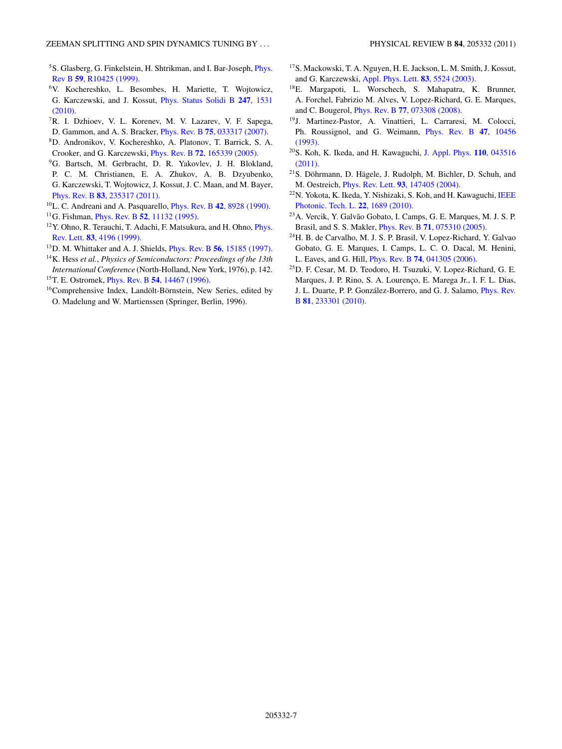[5] S. Glasberg, G. Finkelstein, H. Shtrikman, and I. Bar-Joseph, Phys. Rev B **59**, R10425 (1999).

[6] V. Kochereshko, L. Besombes, H. Mariette, T. Wojtowicz, G. Karczewski, and J. Kossut, Phys. Status Solidi B **247**, 1531 (2010).

[7] R. I. Dzhioev, V. L. Korenev, M. V. Lazarev, V. F. Sapega, D. Gammon, and A. S. Bracker, Phys. Rev. B **75**, 033317 (2007).

[8] D. Andronikov, V. Kochereshko, A. Platonov, T. Barrick, S. A. Crooker, and G. Karczewski, Phys. Rev. B **72**, 165339 (2005).

[9] G. Bartsch, M. Gerbracht, D. R. Yakovlev, J. H. Blokland, P. C. M. Christianen, E. A. Zhukov, A. B. Dzyubenko, G. Karczewski, T. Wojtowicz, J. Kossut, J. C. Maan, and M. Bayer, Phys. Rev. B **83**, 235317 (2011).

[10] L. C. Andreani and A. Pasquarello, Phys. Rev. B **42**, 8928 (1990).

[11] G. Fishman, Phys. Rev. B **52**, 11132 (1995).

[12] Y. Ohno, R. Terauchi, T. Adachi, F. Matsukura, and H. Ohno, Phys. Rev. Lett. **83**, 4196 (1999).

[13] D. M. Whittaker and A. J. Shields, Phys. Rev. B **56**, 15185 (1997).

[14] K. Hess *et al.*, *Physics of Semiconductors: Proceedings of the 13th International Conference* (North-Holland, New York, 1976), p. 142.

[15] T. E. Ostromek, Phys. Rev. B **54**, 14467 (1996).

[16] Comprehensive Index, Landölt-Börnstein, New Series, edited by O. Madelung and W. Martienssen (Springer, Berlin, 1996).

[17] S. Mackowski, T. A. Nguyen, H. E. Jackson, L. M. Smith, J. Kossut, and G. Karczewski, Appl. Phys. Lett. **83**, 5524 (2003).

[18] E. Margapoti, L. Worschech, S. Mahapatra, K. Brunner, A. Forchel, Fabrizio M. Alves, V. Lopez-Richard, G. E. Marques, and C. Bougerol, Phys. Rev. B **77**, 073308 (2008).

[19] J. Martinez-Pastor, A. Vinattieri, L. Carraresi, M. Colocci, Ph. Roussignol, and G. Weimann, Phys. Rev. B **47**, 10456 (1993).

[20] S. Koh, K. Ikeda, and H. Kawaguchi, J. Appl. Phys. **110**, 043516 (2011).

[21] S. Döhrmann, D. Hägele, J. Rudolph, M. Bichler, D. Schuh, and M. Oestreich, Phys. Rev. Lett. **93**, 147405 (2004).

[22] N. Yokota, K. Ikeda, Y. Nishizaki, S. Koh, and H. Kawaguchi, IEEE Photonic. Tech. L. **22**, 1689 (2010).

[23] A. Vercik, Y. Galvão Gobato, I. Camps, G. E. Marques, M. J. S. P. Brasil, and S. S. Makler, Phys. Rev. B **71**, 075310 (2005).

[24] H. B. de Carvalho, M. J. S. P. Brasil, V. Lopez-Richard, Y. Galvao Gobato, G. E. Marques, I. Camps, L. C. O. Dacal, M. Henini, L. Eaves, and G. Hill, Phys. Rev. B **74**, 041305 (2006).

[25] D. F. Cesar, M. D. Teodoro, H. Tsuzuki, V. Lopez-Richard, G. E. Marques, J. P. Rino, S. A. Lourenço, E. Marega Jr., I. F. L. Dias, J. L. Duarte, P. P. González-Borrero, and G. J. Salamo, Phys. Rev. B **81**, 233301 (2010).